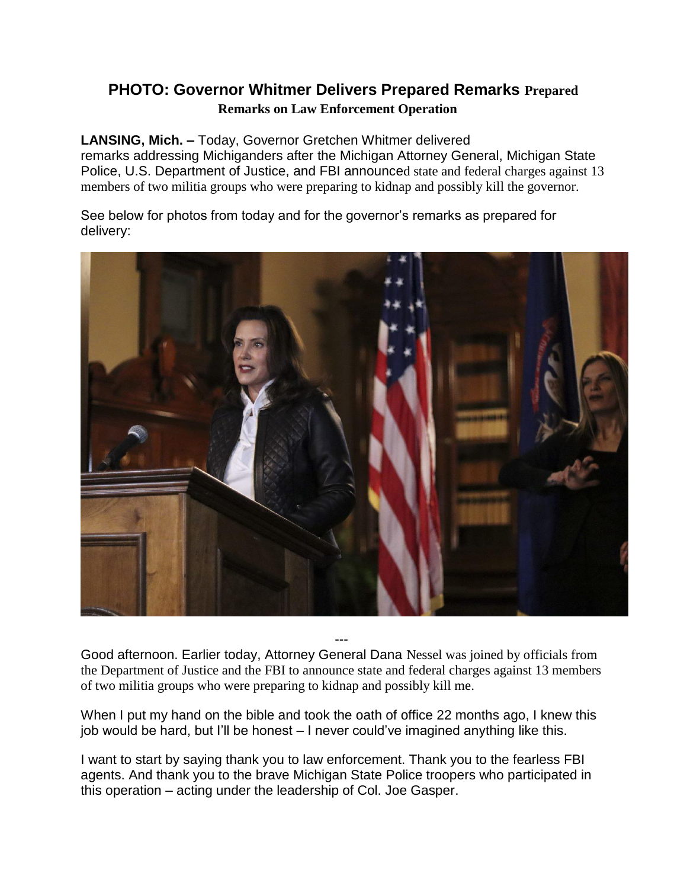## PHOTO: Governor Whitmer Delivers Prepared Remarks Prepared Remarks on Law Enforcement Operation

**LANSING, Mich. –** Today, Governor Gretchen Whitmer delivered remarks addressing Michiganders after the Michigan Attorney General, Michigan State Police, U.S. Department of Justice, and FBI announced state and federal charges against 13 members of two militia groups who were preparing to kidnap and possibly kill the governor.

See below for photos from today and for the governor's remarks as prepared for delivery:

---

Good afternoon. Earlier today, Attorney General Dana Nessel was joined by officials from the Department of Justice and the FBI to announce state and federal charges against 13 members of two militia groups who were preparing to kidnap and possibly kill me.

When I put my hand on the bible and took the oath of office 22 months ago, I knew this job would be hard, but I'll be honest – I never could've imagined anything like this.

I want to start by saying thank you to law enforcement. Thank you to the fearless FBI agents. And thank you to the brave Michigan State Police troopers who participated in this operation – acting under the leadership of Col. Joe Gasper.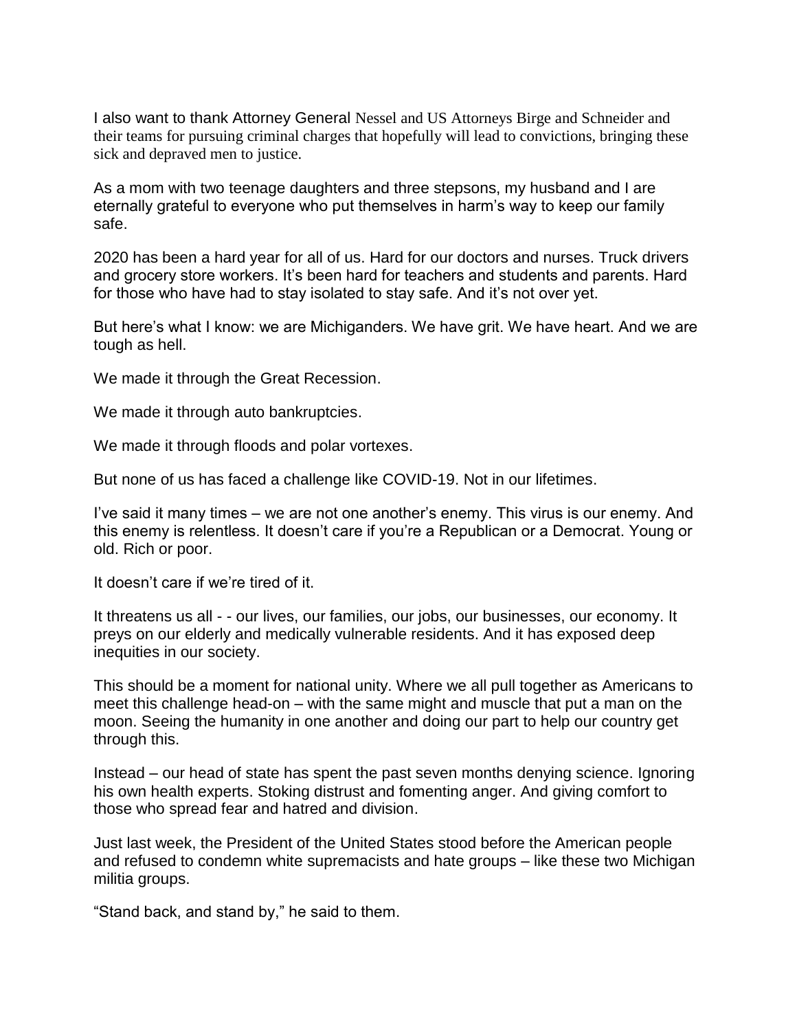I also want to thank Attorney General Nessel and US Attorneys Birge and Schneider and their teams for pursuing criminal charges that hopefully will lead to convictions, bringing these sick and depraved men to justice.

As a mom with two teenage daughters and three stepsons, my husband and I are eternally grateful to everyone who put themselves in harm's way to keep our family safe.

2020 has been a hard year for all of us. Hard for our doctors and nurses. Truck drivers and grocery store workers. It's been hard for teachers and students and parents. Hard for those who have had to stay isolated to stay safe. And it's not over yet.

But here's what I know: we are Michiganders. We have grit. We have heart. And we are tough as hell.

We made it through the Great Recession.

We made it through auto bankruptcies.

We made it through floods and polar vortexes.

But none of us has faced a challenge like COVID-19. Not in our lifetimes.

I've said it many times – we are not one another's enemy. This virus is our enemy. And this enemy is relentless. It doesn't care if you're a Republican or a Democrat. Young or old. Rich or poor.

It doesn't care if we're tired of it.

It threatens us all - - our lives, our families, our jobs, our businesses, our economy. It preys on our elderly and medically vulnerable residents. And it has exposed deep inequities in our society.

This should be a moment for national unity. Where we all pull together as Americans to meet this challenge head-on – with the same might and muscle that put a man on the moon. Seeing the humanity in one another and doing our part to help our country get through this.

Instead – our head of state has spent the past seven months denying science. Ignoring his own health experts. Stoking distrust and fomenting anger. And giving comfort to those who spread fear and hatred and division.

Just last week, the President of the United States stood before the American people and refused to condemn white supremacists and hate groups – like these two Michigan militia groups.

"Stand back, and stand by," he said to them.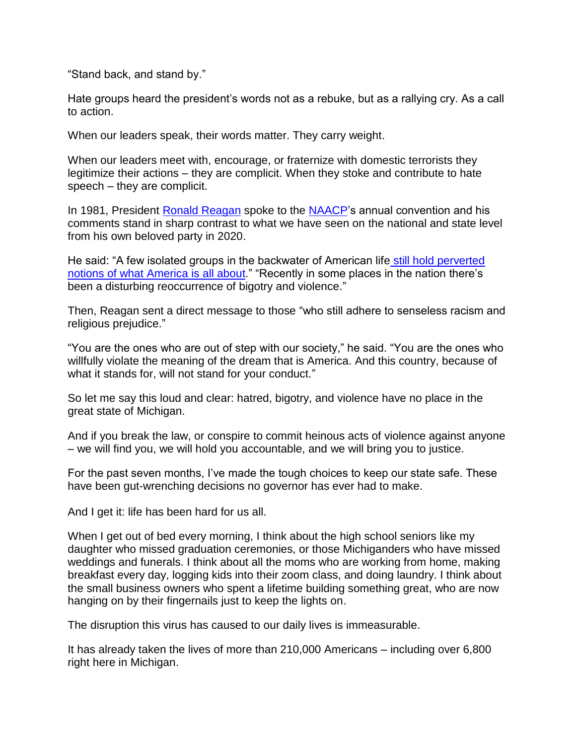"Stand back, and stand by."

Hate groups heard the president's words not as a rebuke, but as a rallying cry. As a call to action.

When our leaders speak, their words matter. They carry weight.

When our leaders meet with, encourage, or fraternize with domestic terrorists they legitimize their actions – they are complicit. When they stoke and contribute to hate speech – they are complicit.

In 1981, President [Ronald Reagan]() spoke to the [NAACP]()'s annual convention and his comments stand in sharp contrast to what we have seen on the national and state level from his own beloved party in 2020.

He said: "A few isolated groups in the backwater of American life [still hold perverted notions of what America is all about]()." "Recently in some places in the nation there's been a disturbing reoccurrence of bigotry and violence."

Then, Reagan sent a direct message to those "who still adhere to senseless racism and religious prejudice."

"You are the ones who are out of step with our society," he said. "You are the ones who willfully violate the meaning of the dream that is America. And this country, because of what it stands for, will not stand for your conduct."

So let me say this loud and clear: hatred, bigotry, and violence have no place in the great state of Michigan.

And if you break the law, or conspire to commit heinous acts of violence against anyone – we will find you, we will hold you accountable, and we will bring you to justice.

For the past seven months, I've made the tough choices to keep our state safe. These have been gut-wrenching decisions no governor has ever had to make.

And I get it: life has been hard for us all.

When I get out of bed every morning, I think about the high school seniors like my daughter who missed graduation ceremonies, or those Michiganders who have missed weddings and funerals. I think about all the moms who are working from home, making breakfast every day, logging kids into their zoom class, and doing laundry. I think about the small business owners who spent a lifetime building something great, who are now hanging on by their fingernails just to keep the lights on.

The disruption this virus has caused to our daily lives is immeasurable.

It has already taken the lives of more than 210,000 Americans – including over 6,800 right here in Michigan.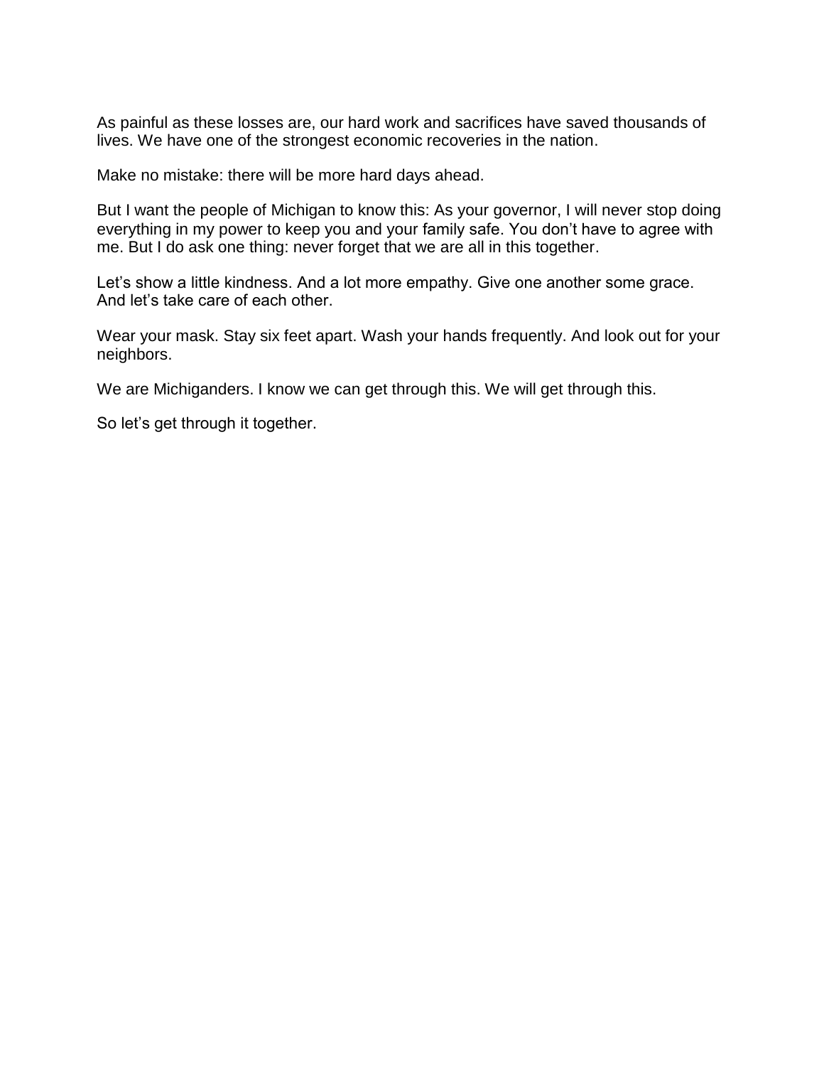As painful as these losses are, our hard work and sacrifices have saved thousands of lives. We have one of the strongest economic recoveries in the nation.

Make no mistake: there will be more hard days ahead.

But I want the people of Michigan to know this: As your governor, I will never stop doing everything in my power to keep you and your family safe. You don't have to agree with me. But I do ask one thing: never forget that we are all in this together.

Let's show a little kindness. And a lot more empathy. Give one another some grace. And let's take care of each other.

Wear your mask. Stay six feet apart. Wash your hands frequently. And look out for your neighbors.

We are Michiganders. I know we can get through this. We will get through this.

So let's get through it together.